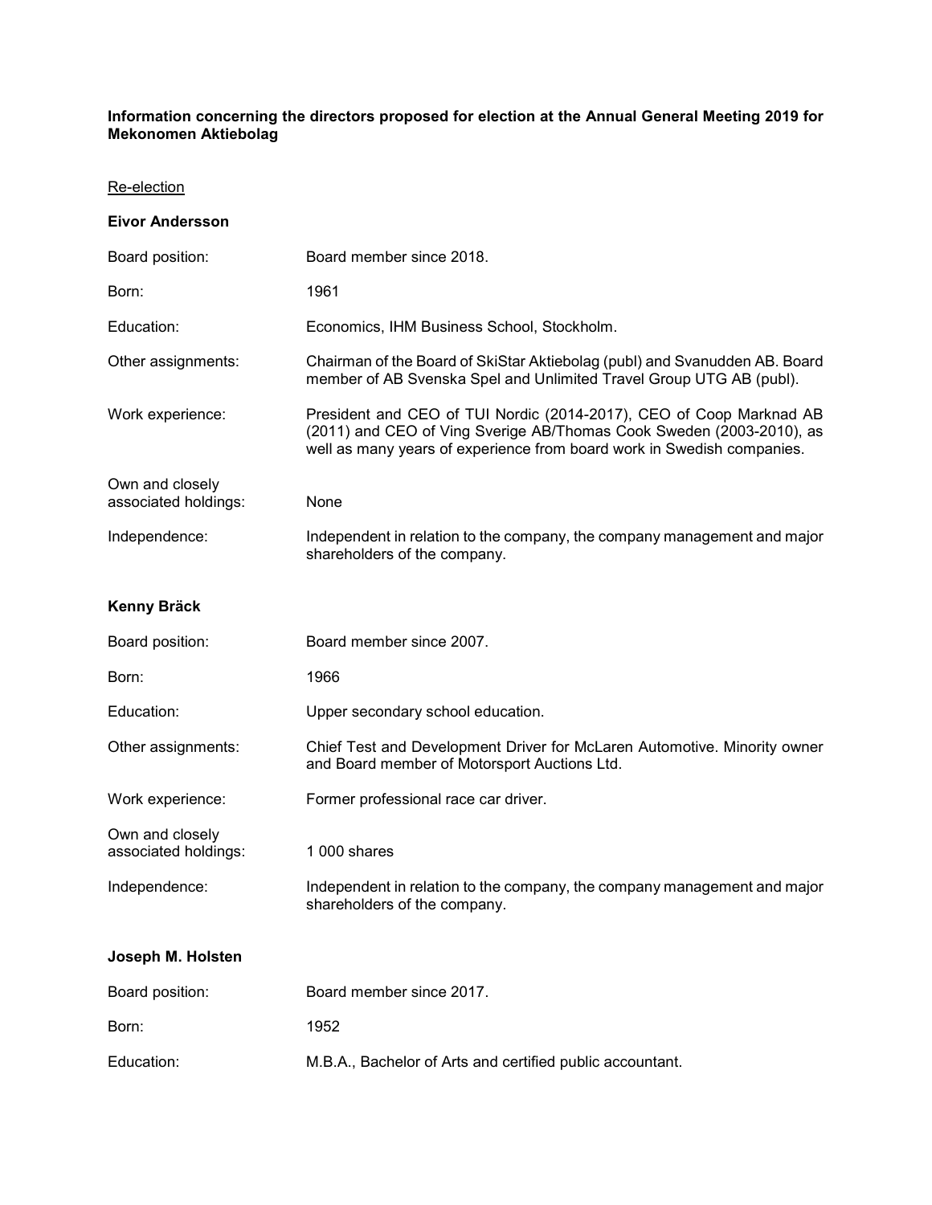**Information concerning the directors proposed for election at the Annual General Meeting 2019 for Mekonomen Aktiebolag**

Re-election

**Eivor Andersson**

| | |
|---|---|
| Board position: | Board member since 2018. |
| Born: | 1961 |
| Education: | Economics, IHM Business School, Stockholm. |
| Other assignments: | Chairman of the Board of SkiStar Aktiebolag (publ) and Svanudden AB. Board member of AB Svenska Spel and Unlimited Travel Group UTG AB (publ). |
| Work experience: | President and CEO of TUI Nordic (2014-2017), CEO of Coop Marknad AB (2011) and CEO of Ving Sverige AB/Thomas Cook Sweden (2003-2010), as well as many years of experience from board work in Swedish companies. |
| Own and closely associated holdings: | None |
| Independence: | Independent in relation to the company, the company management and major shareholders of the company. |

**Kenny Bräck**

| | |
|---|---|
| Board position: | Board member since 2007. |
| Born: | 1966 |
| Education: | Upper secondary school education. |
| Other assignments: | Chief Test and Development Driver for McLaren Automotive. Minority owner and Board member of Motorsport Auctions Ltd. |
| Work experience: | Former professional race car driver. |
| Own and closely associated holdings: | 1 000 shares |
| Independence: | Independent in relation to the company, the company management and major shareholders of the company. |

**Joseph M. Holsten**

| | |
|---|---|
| Board position: | Board member since 2017. |
| Born: | 1952 |
| Education: | M.B.A., Bachelor of Arts and certified public accountant. |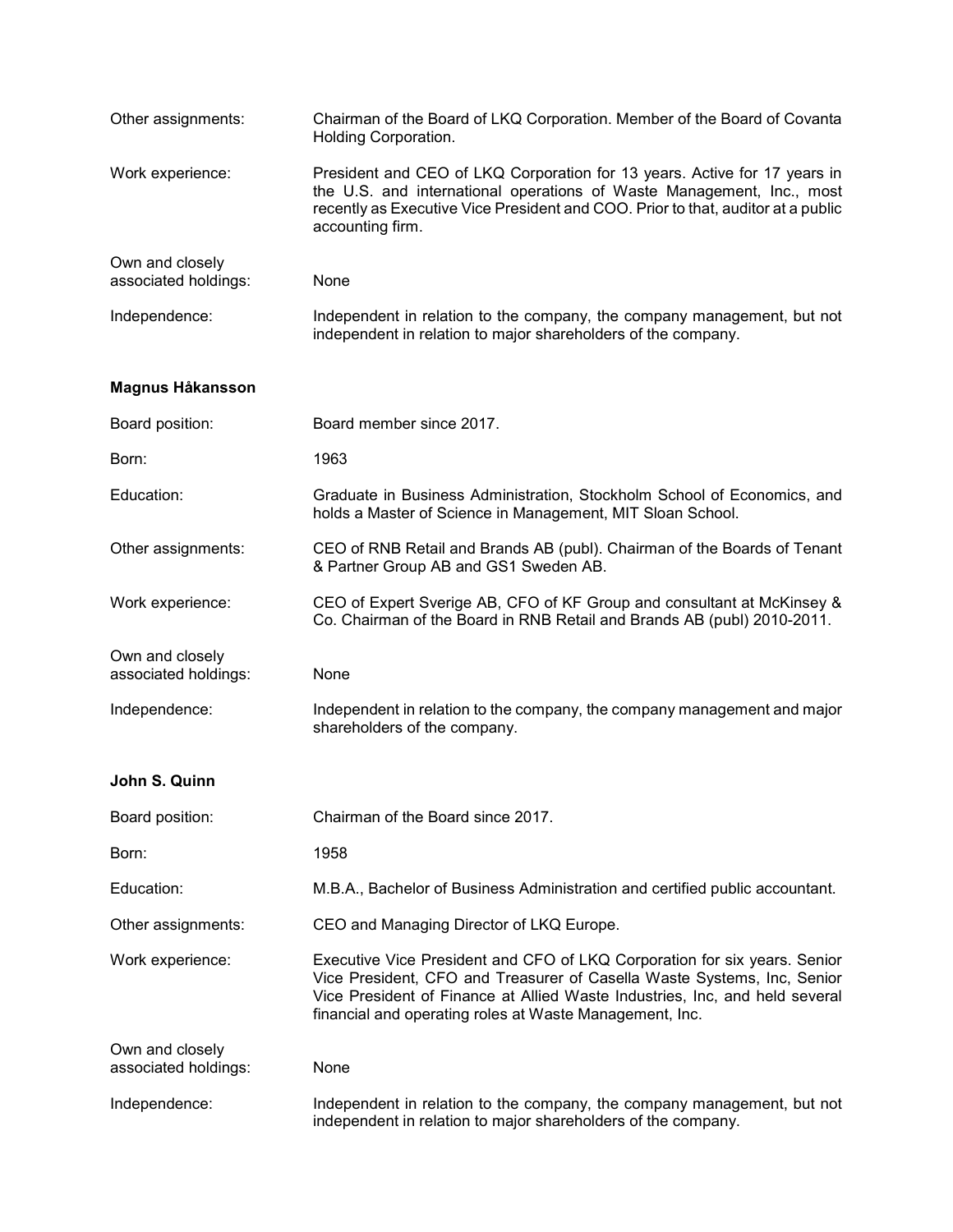Other assignments: Chairman of the Board of LKQ Corporation. Member of the Board of Covanta Holding Corporation.

Work experience: President and CEO of LKQ Corporation for 13 years. Active for 17 years in the U.S. and international operations of Waste Management, Inc., most recently as Executive Vice President and COO. Prior to that, auditor at a public accounting firm.

Own and closely associated holdings: None

Independence: Independent in relation to the company, the company management, but not independent in relation to major shareholders of the company.

**Magnus Håkansson**

Board position: Board member since 2017.

Born: 1963

Education: Graduate in Business Administration, Stockholm School of Economics, and holds a Master of Science in Management, MIT Sloan School.

Other assignments: CEO of RNB Retail and Brands AB (publ). Chairman of the Boards of Tenant & Partner Group AB and GS1 Sweden AB.

Work experience: CEO of Expert Sverige AB, CFO of KF Group and consultant at McKinsey & Co. Chairman of the Board in RNB Retail and Brands AB (publ) 2010-2011.

Own and closely associated holdings: None

Independence: Independent in relation to the company, the company management and major shareholders of the company.

**John S. Quinn**

Board position: Chairman of the Board since 2017.

Born: 1958

Education: M.B.A., Bachelor of Business Administration and certified public accountant.

Other assignments: CEO and Managing Director of LKQ Europe.

Work experience: Executive Vice President and CFO of LKQ Corporation for six years. Senior Vice President, CFO and Treasurer of Casella Waste Systems, Inc, Senior Vice President of Finance at Allied Waste Industries, Inc, and held several financial and operating roles at Waste Management, Inc.

Own and closely associated holdings: None

Independence: Independent in relation to the company, the company management, but not independent in relation to major shareholders of the company.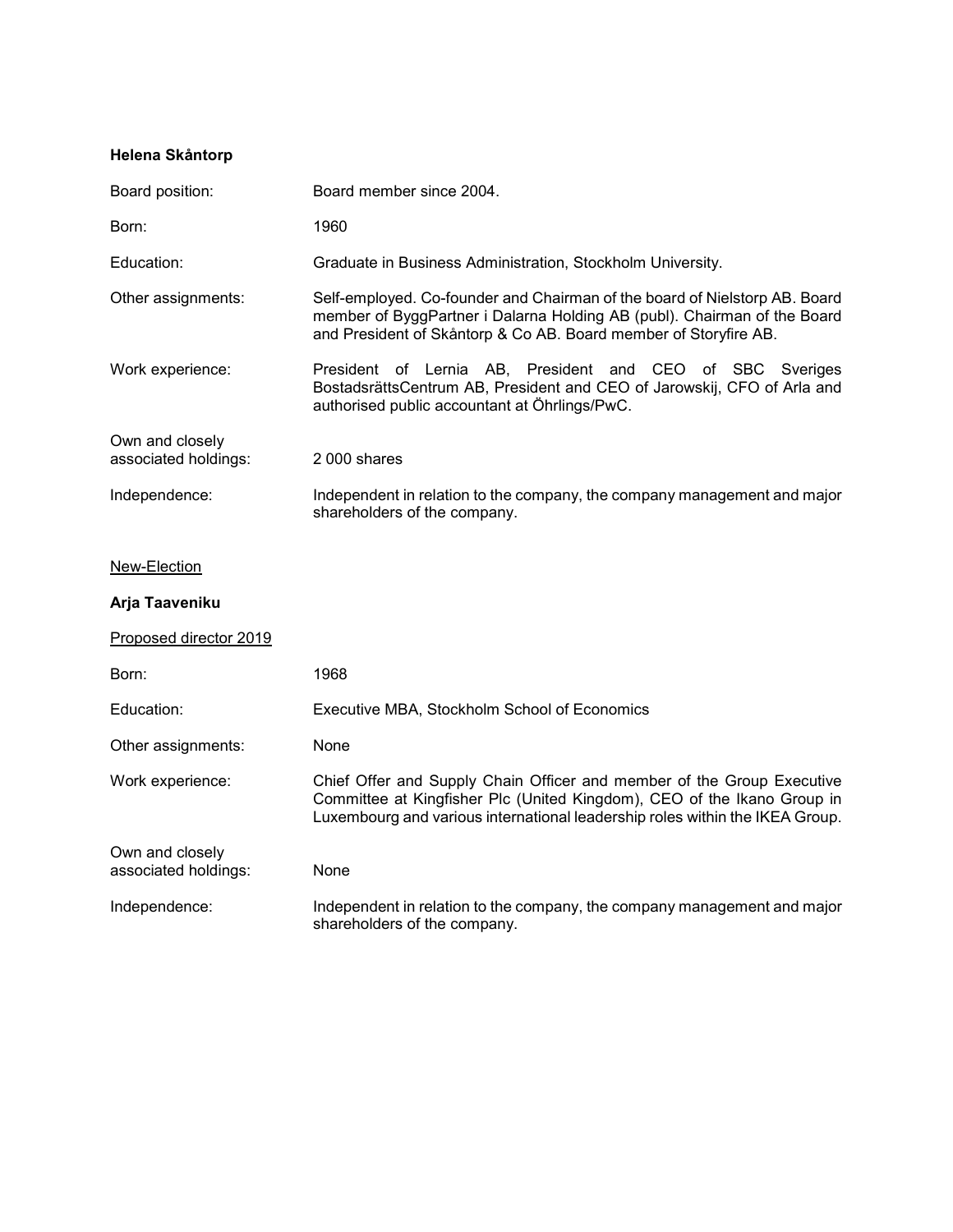**Helena Skåntorp**

| | |
|---|---|
| Board position: | Board member since 2004. |
| Born: | 1960 |
| Education: | Graduate in Business Administration, Stockholm University. |
| Other assignments: | Self-employed. Co-founder and Chairman of the board of Nielstorp AB. Board member of ByggPartner i Dalarna Holding AB (publ). Chairman of the Board and President of Skåntorp & Co AB. Board member of Storyfire AB. |
| Work experience: | President of Lernia AB, President and CEO of SBC Sveriges BostadsrättsCentrum AB, President and CEO of Jarowskij, CFO of Arla and authorised public accountant at Öhrlings/PwC. |
| Own and closely associated holdings: | 2 000 shares |
| Independence: | Independent in relation to the company, the company management and major shareholders of the company. |

New-Election

**Arja Taaveniku**

Proposed director 2019

| | |
|---|---|
| Born: | 1968 |
| Education: | Executive MBA, Stockholm School of Economics |
| Other assignments: | None |
| Work experience: | Chief Offer and Supply Chain Officer and member of the Group Executive Committee at Kingfisher Plc (United Kingdom), CEO of the Ikano Group in Luxembourg and various international leadership roles within the IKEA Group. |
| Own and closely associated holdings: | None |
| Independence: | Independent in relation to the company, the company management and major shareholders of the company. |